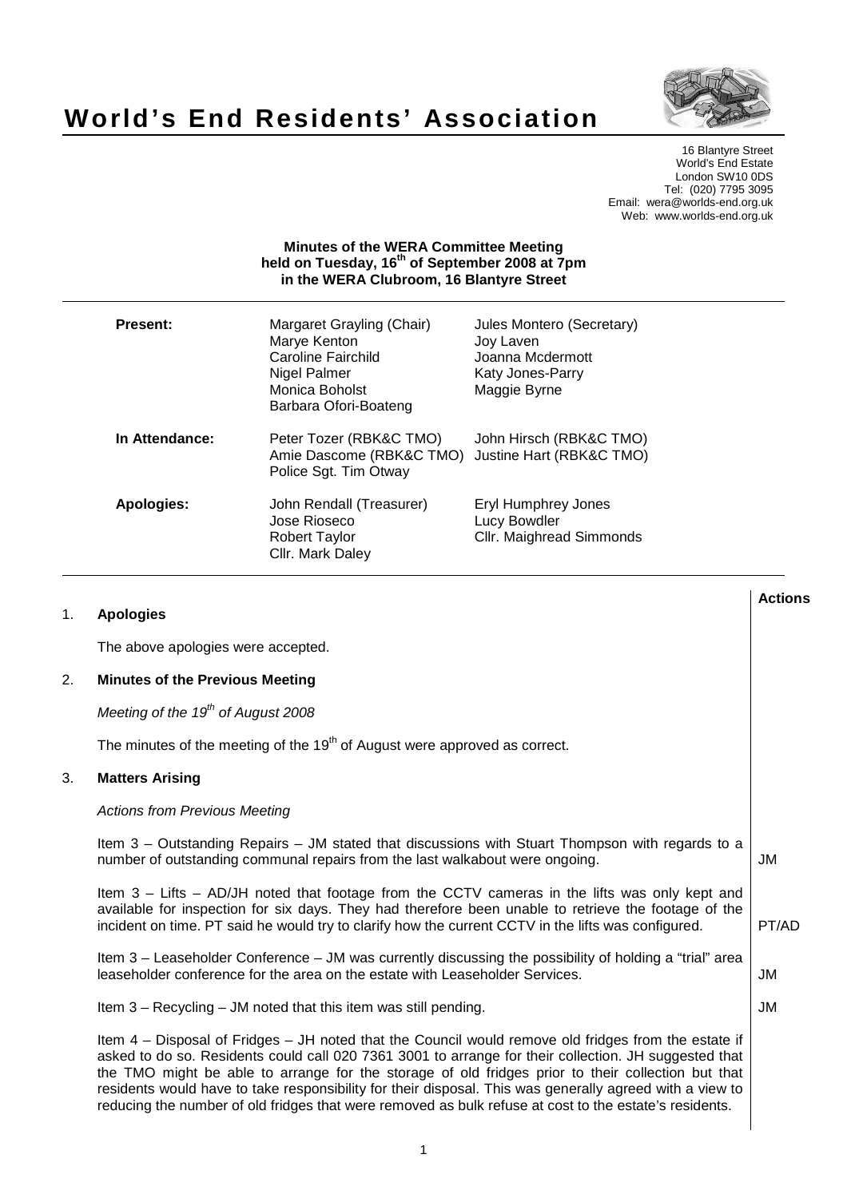# World's End Residents' Association

16 Blantyre Street
World's End Estate
London SW10 0DS
Tel: (020) 7795 3095
Email: wera@worlds-end.org.uk
Web: www.worlds-end.org.uk

**Minutes of the WERA Committee Meeting held on Tuesday, 16th of September 2008 at 7pm in the WERA Clubroom, 16 Blantyre Street**

| | | |
|---|---|---|
| **Present:** | Margaret Grayling (Chair)<br>Marye Kenton<br>Caroline Fairchild<br>Nigel Palmer<br>Monica Boholst<br>Barbara Ofori-Boateng | Jules Montero (Secretary)<br>Joy Laven<br>Joanna Mcdermott<br>Katy Jones-Parry<br>Maggie Byrne |
| **In Attendance:** | Peter Tozer (RBK&C TMO)<br>Amie Dascome (RBK&C TMO)<br>Police Sgt. Tim Otway | John Hirsch (RBK&C TMO)<br>Justine Hart (RBK&C TMO) |
| **Apologies:** | John Rendall (Treasurer)<br>Jose Rioseco<br>Robert Taylor<br>Cllr. Mark Daley | Eryl Humphrey Jones<br>Lucy Bowdler<br>Cllr. Maighread Simmonds |

| | | Actions |
|---|---|---|
| 1. | **Apologies** | |
| | The above apologies were accepted. | |
| 2. | **Minutes of the Previous Meeting** | |
| | *Meeting of the 19th of August 2008* | |
| | The minutes of the meeting of the 19th of August were approved as correct. | |
| 3. | **Matters Arising** | |
| | *Actions from Previous Meeting* | |
| | Item 3 – Outstanding Repairs – JM stated that discussions with Stuart Thompson with regards to a number of outstanding communal repairs from the last walkabout were ongoing. | JM |
| | Item 3 – Lifts – AD/JH noted that footage from the CCTV cameras in the lifts was only kept and available for inspection for six days. They had therefore been unable to retrieve the footage of the incident on time. PT said he would try to clarify how the current CCTV in the lifts was configured. | PT/AD |
| | Item 3 – Leaseholder Conference – JM was currently discussing the possibility of holding a "trial" area leaseholder conference for the area on the estate with Leaseholder Services. | JM |
| | Item 3 – Recycling – JM noted that this item was still pending. | JM |
| | Item 4 – Disposal of Fridges – JH noted that the Council would remove old fridges from the estate if asked to do so. Residents could call 020 7361 3001 to arrange for their collection. JH suggested that the TMO might be able to arrange for the storage of old fridges prior to their collection but that residents would have to take responsibility for their disposal. This was generally agreed with a view to reducing the number of old fridges that were removed as bulk refuse at cost to the estate's residents. | |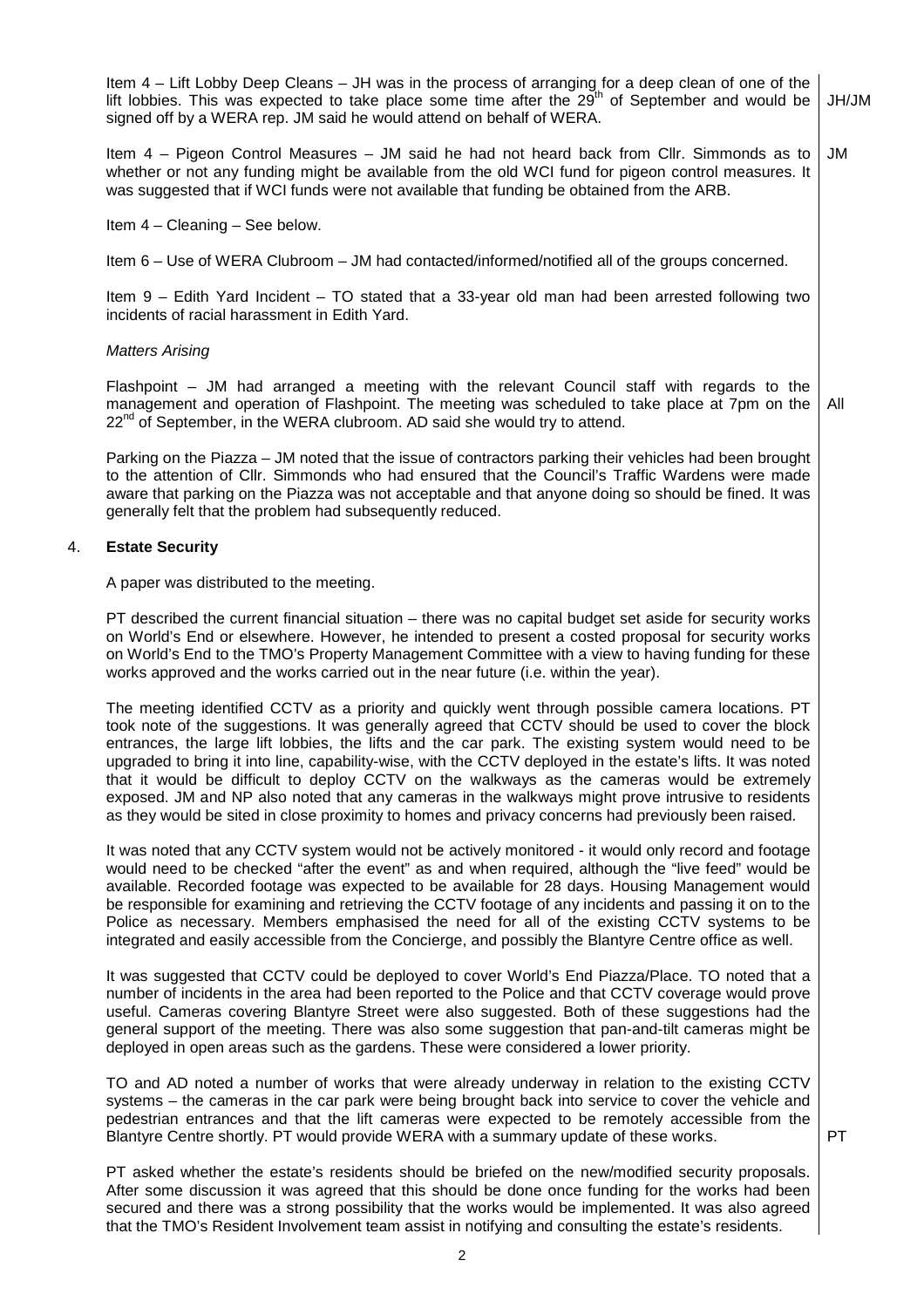Item 4 – Lift Lobby Deep Cleans – JH was in the process of arranging for a deep clean of one of the lift lobbies. This was expected to take place some time after the 29th of September and would be signed off by a WERA rep. JM said he would attend on behalf of WERA. **JH/JM**

Item 4 – Pigeon Control Measures – JM said he had not heard back from Cllr. Simmonds as to whether or not any funding might be available from the old WCI fund for pigeon control measures. It was suggested that if WCI funds were not available that funding be obtained from the ARB. **JM**

Item 4 – Cleaning – See below.

Item 6 – Use of WERA Clubroom – JM had contacted/informed/notified all of the groups concerned.

Item 9 – Edith Yard Incident – TO stated that a 33-year old man had been arrested following two incidents of racial harassment in Edith Yard.

*Matters Arising*

Flashpoint – JM had arranged a meeting with the relevant Council staff with regards to the management and operation of Flashpoint. The meeting was scheduled to take place at 7pm on the 22nd of September, in the WERA clubroom. AD said she would try to attend. **All**

Parking on the Piazza – JM noted that the issue of contractors parking their vehicles had been brought to the attention of Cllr. Simmonds who had ensured that the Council's Traffic Wardens were made aware that parking on the Piazza was not acceptable and that anyone doing so should be fined. It was generally felt that the problem had subsequently reduced.

## 4. Estate Security

A paper was distributed to the meeting.

PT described the current financial situation – there was no capital budget set aside for security works on World's End or elsewhere. However, he intended to present a costed proposal for security works on World's End to the TMO's Property Management Committee with a view to having funding for these works approved and the works carried out in the near future (i.e. within the year).

The meeting identified CCTV as a priority and quickly went through possible camera locations. PT took note of the suggestions. It was generally agreed that CCTV should be used to cover the block entrances, the large lift lobbies, the lifts and the car park. The existing system would need to be upgraded to bring it into line, capability-wise, with the CCTV deployed in the estate's lifts. It was noted that it would be difficult to deploy CCTV on the walkways as the cameras would be extremely exposed. JM and NP also noted that any cameras in the walkways might prove intrusive to residents as they would be sited in close proximity to homes and privacy concerns had previously been raised.

It was noted that any CCTV system would not be actively monitored - it would only record and footage would need to be checked "after the event" as and when required, although the "live feed" would be available. Recorded footage was expected to be available for 28 days. Housing Management would be responsible for examining and retrieving the CCTV footage of any incidents and passing it on to the Police as necessary. Members emphasised the need for all of the existing CCTV systems to be integrated and easily accessible from the Concierge, and possibly the Blantyre Centre office as well.

It was suggested that CCTV could be deployed to cover World's End Piazza/Place. TO noted that a number of incidents in the area had been reported to the Police and that CCTV coverage would prove useful. Cameras covering Blantyre Street were also suggested. Both of these suggestions had the general support of the meeting. There was also some suggestion that pan-and-tilt cameras might be deployed in open areas such as the gardens. These were considered a lower priority.

TO and AD noted a number of works that were already underway in relation to the existing CCTV systems – the cameras in the car park were being brought back into service to cover the vehicle and pedestrian entrances and that the lift cameras were expected to be remotely accessible from the Blantyre Centre shortly. PT would provide WERA with a summary update of these works. **PT**

PT asked whether the estate's residents should be briefed on the new/modified security proposals. After some discussion it was agreed that this should be done once funding for the works had been secured and there was a strong possibility that the works would be implemented. It was also agreed that the TMO's Resident Involvement team assist in notifying and consulting the estate's residents.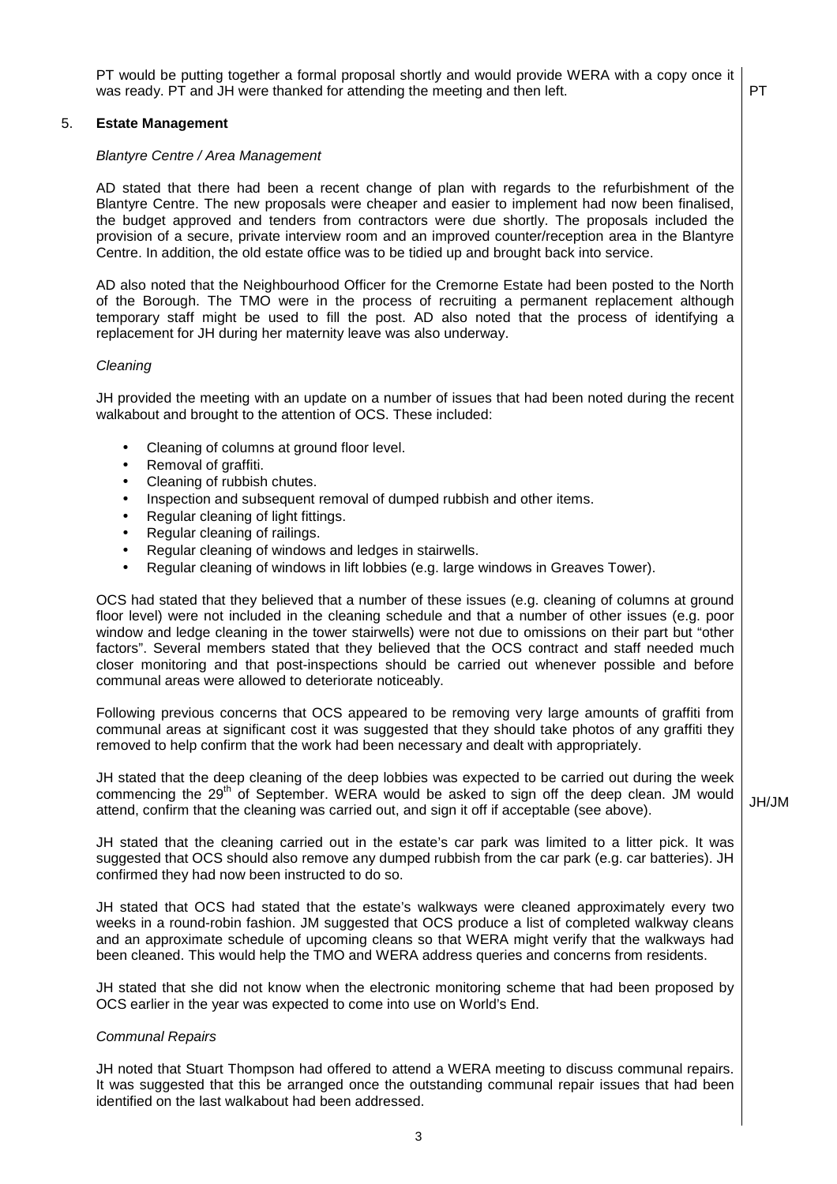PT would be putting together a formal proposal shortly and would provide WERA with a copy once it was ready. PT and JH were thanked for attending the meeting and then left. **PT**

## 5. Estate Management

*Blantyre Centre / Area Management*

AD stated that there had been a recent change of plan with regards to the refurbishment of the Blantyre Centre. The new proposals were cheaper and easier to implement had now been finalised, the budget approved and tenders from contractors were due shortly. The proposals included the provision of a secure, private interview room and an improved counter/reception area in the Blantyre Centre. In addition, the old estate office was to be tidied up and brought back into service.

AD also noted that the Neighbourhood Officer for the Cremorne Estate had been posted to the North of the Borough. The TMO were in the process of recruiting a permanent replacement although temporary staff might be used to fill the post. AD also noted that the process of identifying a replacement for JH during her maternity leave was also underway.

*Cleaning*

JH provided the meeting with an update on a number of issues that had been noted during the recent walkabout and brought to the attention of OCS. These included:

- Cleaning of columns at ground floor level.
- Removal of graffiti.
- Cleaning of rubbish chutes.
- Inspection and subsequent removal of dumped rubbish and other items.
- Regular cleaning of light fittings.
- Regular cleaning of railings.
- Regular cleaning of windows and ledges in stairwells.
- Regular cleaning of windows in lift lobbies (e.g. large windows in Greaves Tower).

OCS had stated that they believed that a number of these issues (e.g. cleaning of columns at ground floor level) were not included in the cleaning schedule and that a number of other issues (e.g. poor window and ledge cleaning in the tower stairwells) were not due to omissions on their part but "other factors". Several members stated that they believed that the OCS contract and staff needed much closer monitoring and that post-inspections should be carried out whenever possible and before communal areas were allowed to deteriorate noticeably.

Following previous concerns that OCS appeared to be removing very large amounts of graffiti from communal areas at significant cost it was suggested that they should take photos of any graffiti they removed to help confirm that the work had been necessary and dealt with appropriately.

JH stated that the deep cleaning of the deep lobbies was expected to be carried out during the week commencing the 29th of September. WERA would be asked to sign off the deep clean. JM would attend, confirm that the cleaning was carried out, and sign it off if acceptable (see above). **JH/JM**

JH stated that the cleaning carried out in the estate's car park was limited to a litter pick. It was suggested that OCS should also remove any dumped rubbish from the car park (e.g. car batteries). JH confirmed they had now been instructed to do so.

JH stated that OCS had stated that the estate's walkways were cleaned approximately every two weeks in a round-robin fashion. JM suggested that OCS produce a list of completed walkway cleans and an approximate schedule of upcoming cleans so that WERA might verify that the walkways had been cleaned. This would help the TMO and WERA address queries and concerns from residents.

JH stated that she did not know when the electronic monitoring scheme that had been proposed by OCS earlier in the year was expected to come into use on World's End.

*Communal Repairs*

JH noted that Stuart Thompson had offered to attend a WERA meeting to discuss communal repairs. It was suggested that this be arranged once the outstanding communal repair issues that had been identified on the last walkabout had been addressed.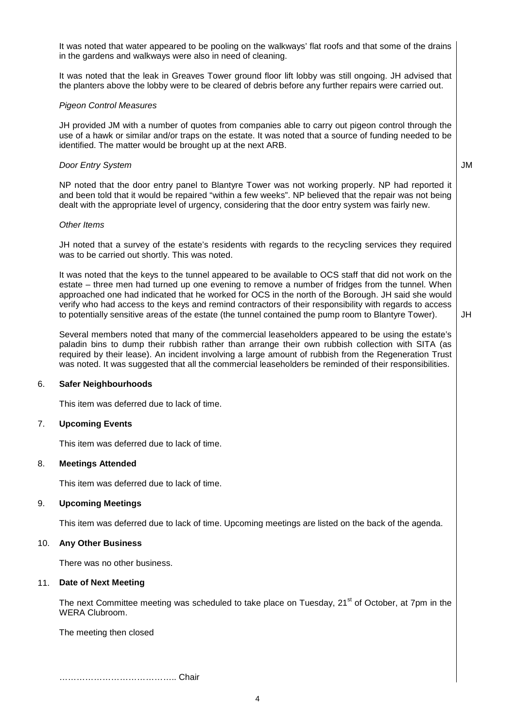It was noted that water appeared to be pooling on the walkways' flat roofs and that some of the drains in the gardens and walkways were also in need of cleaning.

It was noted that the leak in Greaves Tower ground floor lift lobby was still ongoing. JH advised that the planters above the lobby were to be cleared of debris before any further repairs were carried out.

*Pigeon Control Measures*

JH provided JM with a number of quotes from companies able to carry out pigeon control through the use of a hawk or similar and/or traps on the estate. It was noted that a source of funding needed to be identified. The matter would be brought up at the next ARB. **JM**

*Door Entry System*

NP noted that the door entry panel to Blantyre Tower was not working properly. NP had reported it and been told that it would be repaired "within a few weeks". NP believed that the repair was not being dealt with the appropriate level of urgency, considering that the door entry system was fairly new.

*Other Items*

JH noted that a survey of the estate's residents with regards to the recycling services they required was to be carried out shortly. This was noted.

It was noted that the keys to the tunnel appeared to be available to OCS staff that did not work on the estate – three men had turned up one evening to remove a number of fridges from the tunnel. When approached one had indicated that he worked for OCS in the north of the Borough. JH said she would verify who had access to the keys and remind contractors of their responsibility with regards to access to potentially sensitive areas of the estate (the tunnel contained the pump room to Blantyre Tower). **JH**

Several members noted that many of the commercial leaseholders appeared to be using the estate's paladin bins to dump their rubbish rather than arrange their own rubbish collection with SITA (as required by their lease). An incident involving a large amount of rubbish from the Regeneration Trust was noted. It was suggested that all the commercial leaseholders be reminded of their responsibilities.

## 6. Safer Neighbourhoods

This item was deferred due to lack of time.

## 7. Upcoming Events

This item was deferred due to lack of time.

## 8. Meetings Attended

This item was deferred due to lack of time.

## 9. Upcoming Meetings

This item was deferred due to lack of time. Upcoming meetings are listed on the back of the agenda.

## 10. Any Other Business

There was no other business.

## 11. Date of Next Meeting

The next Committee meeting was scheduled to take place on Tuesday, 21st of October, at 7pm in the WERA Clubroom.

The meeting then closed

………………………………….. Chair